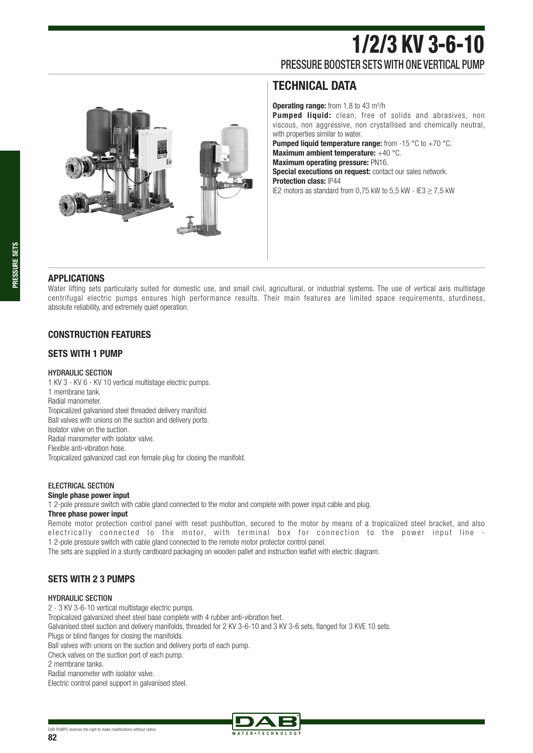# 1/2/3 KV 3-6-10

PRESSURE BOOSTER SETS WITH ONE VERTICAL PUMP

## TECHNICAL DATA

**Operating range:** from 1,8 to 43 m³/h
**Pumped liquid:** clean, free of solids and abrasives, non viscous, non aggressive, non crystallised and chemically neutral, with properties similar to water.
**Pumped liquid temperature range:** from -15 °C to +70 °C.
**Maximum ambient temperature:** +40 °C.
**Maximum operating pressure:** PN16.
**Special executions on request:** contact our sales network.
**Protection class:** IP44
IE2 motors as standard from 0,75 kW to 5,5 kW - IE3 ≥ 7,5 kW

## APPLICATIONS

Water lifting sets particularly suited for domestic use, and small civil, agricultural, or industrial systems. The use of vertical axis multistage centrifugal electric pumps ensures high performance results. Their main features are limited space requirements, sturdiness, absolute reliability, and extremely quiet operation.

## CONSTRUCTION FEATURES

### SETS WITH 1 PUMP

#### HYDRAULIC SECTION

1 KV 3 - KV 6 - KV 10 vertical multistage electric pumps.
1 membrane tank.
Radial manometer.
Tropicalized galvanised steel threaded delivery manifold.
Ball valves with unions on the suction and delivery ports.
Isolator valve on the suction.
Radial manometer with isolator valve.
Flexible anti-vibration hose.
Tropicalized galvanized cast iron female plug for closing the manifold.

#### ELECTRICAL SECTION

**Single phase power input**

1 2-pole pressure switch with cable gland connected to the motor and complete with power input cable and plug.

**Three phase power input**

Remote motor protection control panel with reset pushbutton, secured to the motor by means of a tropicalized steel bracket, and also electrically connected to the motor, with terminal box for connection to the power input line - 1 2-pole pressure switch with cable gland connected to the remote motor protector control panel.
The sets are supplied in a sturdy cardboard packaging on wooden pallet and instruction leaflet with electric diagram.

### SETS WITH 2 3 PUMPS

#### HYDRAULIC SECTION

2 - 3 KV 3-6-10 vertical multistage electric pumps.
Tropicalized galvanized sheet steel base complete with 4 rubber anti-vibration feet.
Galvanised steel suction and delivery manifolds, threaded for 2 KV 3-6-10 and 3 KV 3-6 sets, flanged for 3 KVE 10 sets.
Plugs or blind flanges for closing the manifolds.
Ball valves with unions on the suction and delivery ports of each pump.
Check valves on the suction port of each pump.
2 membrane tanks.
Radial manometer with isolator valve.
Electric control panel support in galvanised steel.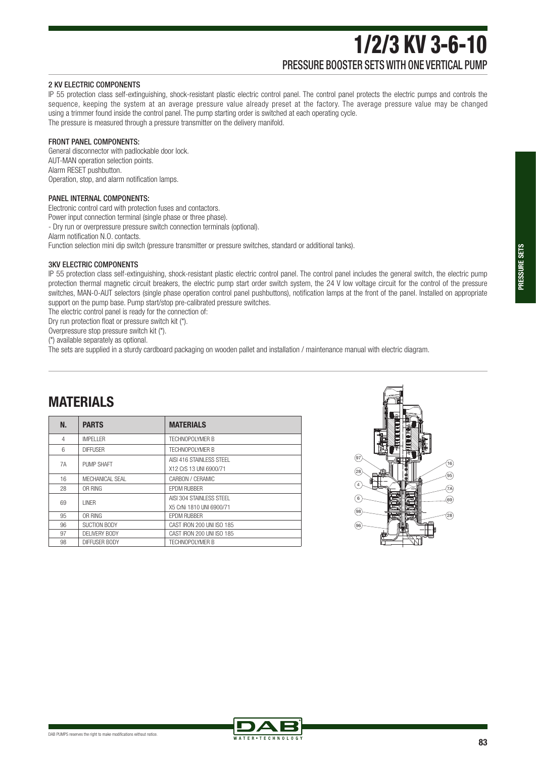# 1/2/3 KV 3-6-10

## PRESSURE BOOSTER SETS WITH ONE VERTICAL PUMP

### 2 KV ELECTRIC COMPONENTS

IP 55 protection class self-extinguishing, shock-resistant plastic electric control panel. The control panel protects the electric pumps and controls the sequence, keeping the system at an average pressure value already preset at the factory. The average pressure value may be changed using a trimmer found inside the control panel. The pump starting order is switched at each operating cycle.
The pressure is measured through a pressure transmitter on the delivery manifold.

### FRONT PANEL COMPONENTS:

General disconnector with padlockable door lock.
AUT-MAN operation selection points.
Alarm RESET pushbutton.
Operation, stop, and alarm notification lamps.

### PANEL INTERNAL COMPONENTS:

Electronic control card with protection fuses and contactors.
Power input connection terminal (single phase or three phase).
- Dry run or overpressure pressure switch connection terminals (optional).
Alarm notification N.O. contacts.
Function selection mini dip switch (pressure transmitter or pressure switches, standard or additional tanks).

### 3KV ELECTRIC COMPONENTS

IP 55 protection class self-extinguishing, shock-resistant plastic electric control panel. The control panel includes the general switch, the electric pump protection thermal magnetic circuit breakers, the electric pump start order switch system, the 24 V low voltage circuit for the control of the pressure switches, MAN-0-AUT selectors (single phase operation control panel pushbuttons), notification lamps at the front of the panel. Installed on appropriate support on the pump base. Pump start/stop pre-calibrated pressure switches.
The electric control panel is ready for the connection of:
Dry run protection float or pressure switch kit (*).
Overpressure stop pressure switch kit (*).
(*) available separately as optional.
The sets are supplied in a sturdy cardboard packaging on wooden pallet and installation / maintenance manual with electric diagram.

## MATERIALS

| N. | PARTS | MATERIALS |
|---|---|---|
| 4 | IMPELLER | TECHNOPOLYMER B |
| 6 | DIFFUSER | TECHNOPOLYMER B |
| 7A | PUMP SHAFT | AISI 416 STAINLESS STEEL<br>X12 CrS 13 UNI 6900/71 |
| 16 | MECHANICAL SEAL | CARBON / CERAMIC |
| 28 | OR RING | EPDM RUBBER |
| 69 | LINER | AISI 304 STAINLESS STEEL<br>X5 CrNi 1810 UNI 6900/71 |
| 95 | OR RING | EPDM RUBBER |
| 96 | SUCTION BODY | CAST IRON 200 UNI ISO 185 |
| 97 | DELIVERY BODY | CAST IRON 200 UNI ISO 185 |
| 98 | DIFFUSER BODY | TECHNOPOLYMER B |

DAB PUMPS reserves the right to make modifications without notice.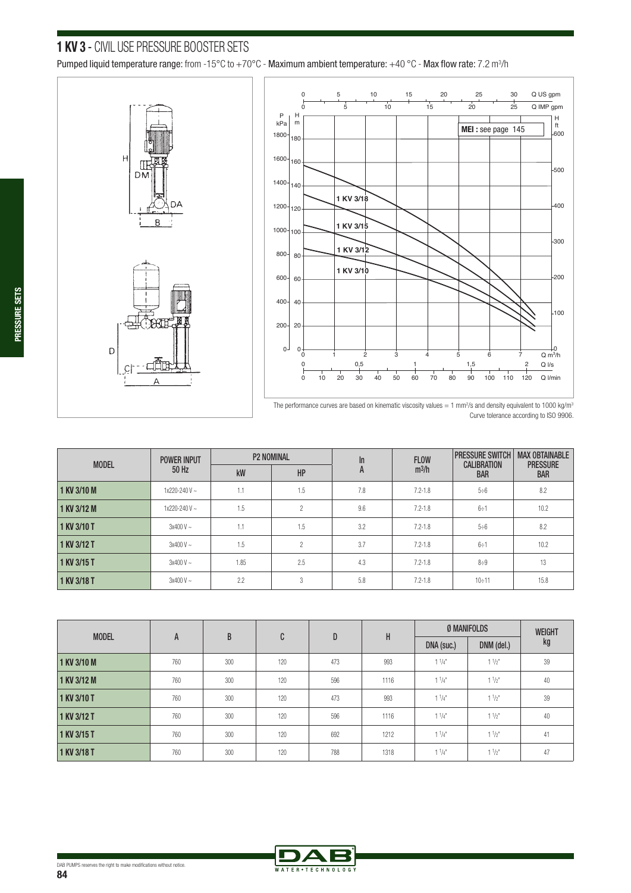## **1 KV 3** - CIVIL USE PRESSURE BOOSTER SETS

Pumped liquid temperature range: from -15°C to +70°C - Maximum ambient temperature: +40 °C - Max flow rate: 7.2 m³/h

The performance curves are based on kinematic viscosity values = 1 mm²/s and density equivalent to 1000 kg/m³
Curve tolerance according to ISO 9906.

| MODEL | POWER INPUT 50 Hz | P2 NOMINAL | | In A | FLOW m³/h | PRESSURE SWITCH CALIBRATION BAR | MAX OBTAINABLE PRESSURE BAR |
|---|---|---|---|---|---|---|---|
| | | kW | HP | | | | |
| 1 KV 3/10 M | 1x220-240 V ~ | 1.1 | 1.5 | 7.8 | 7.2-1.8 | 5÷6 | 8.2 |
| 1 KV 3/12 M | 1x220-240 V ~ | 1.5 | 2 | 9.6 | 7.2-1.8 | 6÷1 | 10.2 |
| 1 KV 3/10 T | 3x400 V ~ | 1.1 | 1.5 | 3.2 | 7.2-1.8 | 5÷6 | 8.2 |
| 1 KV 3/12 T | 3x400 V ~ | 1.5 | 2 | 3.7 | 7.2-1.8 | 6÷1 | 10.2 |
| 1 KV 3/15 T | 3x400 V ~ | 1.85 | 2.5 | 4.3 | 7.2-1.8 | 8÷9 | 13 |
| 1 KV 3/18 T | 3x400 V ~ | 2.2 | 3 | 5.8 | 7.2-1.8 | 10÷11 | 15.8 |

| MODEL | A | B | C | D | H | Ø MANIFOLDS | | WEIGHT kg |
|---|---|---|---|---|---|---|---|---|
| | | | | | | DNA (suc.) | DNM (del.) | |
| 1 KV 3/10 M | 760 | 300 | 120 | 473 | 993 | 1 1/4" | 1 1/2" | 39 |
| 1 KV 3/12 M | 760 | 300 | 120 | 596 | 1116 | 1 1/4" | 1 1/2" | 40 |
| 1 KV 3/10 T | 760 | 300 | 120 | 473 | 993 | 1 1/4" | 1 1/2" | 39 |
| 1 KV 3/12 T | 760 | 300 | 120 | 596 | 1116 | 1 1/4" | 1 1/2" | 40 |
| 1 KV 3/15 T | 760 | 300 | 120 | 692 | 1212 | 1 1/4" | 1 1/2" | 41 |
| 1 KV 3/18 T | 760 | 300 | 120 | 788 | 1318 | 1 1/4" | 1 1/2" | 47 |

DAB PUMPS reserves the right to make modifications without notice.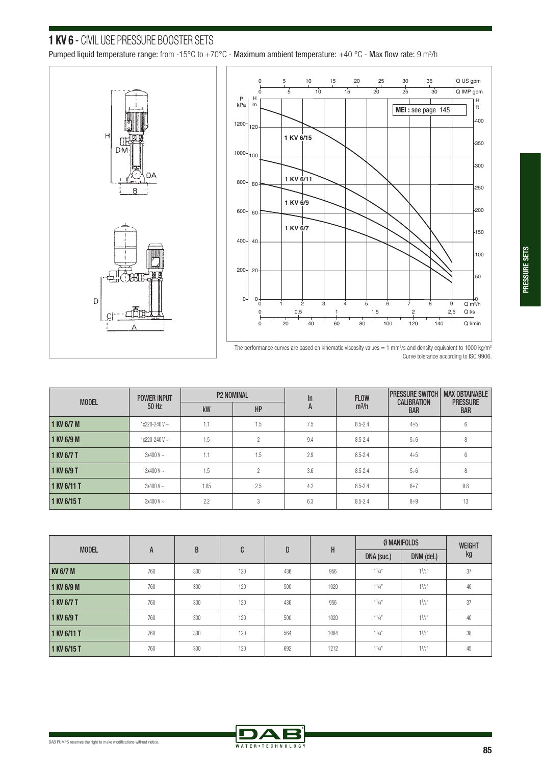## 1 KV 6 - CIVIL USE PRESSURE BOOSTER SETS

Pumped liquid temperature range: from -15°C to +70°C - Maximum ambient temperature: +40 °C - Max flow rate: 9 m³/h

The performance curves are based on kinematic viscosity values = 1 mm²/s and density equivalent to 1000 kg/m³
Curve tolerance according to ISO 9906.

| MODEL | POWER INPUT 50 Hz | P2 NOMINAL | | In A | FLOW m³/h | PRESSURE SWITCH CALIBRATION BAR | MAX OBTAINABLE PRESSURE BAR |
|---|---|---|---|---|---|---|---|
| | | kW | HP | | | | |
| 1 KV 6/7 M | 1x220-240 V ~ | 1.1 | 1.5 | 7.5 | 8.5-2.4 | 4÷5 | 6 |
| 1 KV 6/9 M | 1x220-240 V ~ | 1.5 | 2 | 9.4 | 8.5-2.4 | 5÷6 | 8 |
| 1 KV 6/7 T | 3x400 V ~ | 1.1 | 1.5 | 2.9 | 8.5-2.4 | 4÷5 | 6 |
| 1 KV 6/9 T | 3x400 V ~ | 1.5 | 2 | 3.6 | 8.5-2.4 | 5÷6 | 8 |
| 1 KV 6/11 T | 3x400 V ~ | 1.85 | 2.5 | 4.2 | 8.5-2.4 | 6÷7 | 9.8 |
| 1 KV 6/15 T | 3x400 V ~ | 2.2 | 3 | 6.3 | 8.5-2.4 | 8÷9 | 13 |

| MODEL | A | B | C | D | H | Ø MANIFOLDS | | WEIGHT kg |
|---|---|---|---|---|---|---|---|---|
| | | | | | | DNA (suc.) | DNM (del.) | |
| KV 6/7 M | 760 | 300 | 120 | 436 | 956 | 1¼" | 1½" | 37 |
| 1 KV 6/9 M | 760 | 300 | 120 | 500 | 1020 | 1¼" | 1½" | 40 |
| 1 KV 6/7 T | 760 | 300 | 120 | 436 | 956 | 1¼" | 1½" | 37 |
| 1 KV 6/9 T | 760 | 300 | 120 | 500 | 1020 | 1¼" | 1½" | 40 |
| 1 KV 6/11 T | 760 | 300 | 120 | 564 | 1084 | 1¼" | 1½" | 38 |
| 1 KV 6/15 T | 760 | 300 | 120 | 692 | 1212 | 1¼" | 1½" | 45 |

DAB PUMPS reserves the right to make modifications without notice.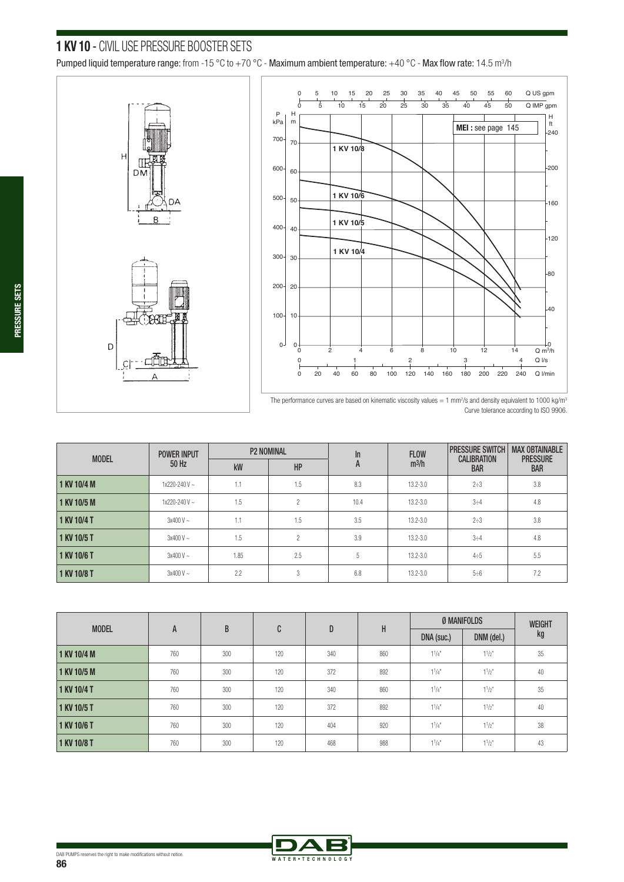# 1 KV 10 - CIVIL USE PRESSURE BOOSTER SETS

**Pumped liquid temperature range:** from -15 °C to +70 °C - **Maximum ambient temperature:** +40 °C - **Max flow rate:** 14.5 m³/h

**MEI :** see page 145

The performance curves are based on kinematic viscosity values = 1 mm²/s and density equivalent to 1000 kg/m³
Curve tolerance according to ISO 9906.

| MODEL | POWER INPUT 50 Hz | P2 NOMINAL | | In A | FLOW m3/h | PRESSURE SWITCH CALIBRATION BAR | MAX OBTAINABLE PRESSURE BAR |
|---|---|---|---|---|---|---|---|
| | | kW | HP | | | | |
| 1 KV 10/4 M | 1x220-240 V ~ | 1.1 | 1.5 | 8.3 | 13.2-3.0 | 2÷3 | 3.8 |
| 1 KV 10/5 M | 1x220-240 V ~ | 1.5 | 2 | 10.4 | 13.2-3.0 | 3÷4 | 4.8 |
| 1 KV 10/4 T | 3x400 V ~ | 1.1 | 1.5 | 3.5 | 13.2-3.0 | 2÷3 | 3.8 |
| 1 KV 10/5 T | 3x400 V ~ | 1.5 | 2 | 3.9 | 13.2-3.0 | 3÷4 | 4.8 |
| 1 KV 10/6 T | 3x400 V ~ | 1.85 | 2.5 | 5 | 13.2-3.0 | 4÷5 | 5.5 |
| 1 KV 10/8 T | 3x400 V ~ | 2.2 | 3 | 6.8 | 13.2-3.0 | 5÷6 | 7.2 |

| MODEL | A | B | C | D | H | Ø MANIFOLDS | | WEIGHT kg |
|---|---|---|---|---|---|---|---|---|
| | | | | | | DNA (suc.) | DNM (del.) | |
| 1 KV 10/4 M | 760 | 300 | 120 | 340 | 860 | 1¼" | 1½" | 35 |
| 1 KV 10/5 M | 760 | 300 | 120 | 372 | 892 | 1¼" | 1½" | 40 |
| 1 KV 10/4 T | 760 | 300 | 120 | 340 | 860 | 1¼" | 1½" | 35 |
| 1 KV 10/5 T | 760 | 300 | 120 | 372 | 892 | 1¼" | 1½" | 40 |
| 1 KV 10/6 T | 760 | 300 | 120 | 404 | 920 | 1¼" | 1½" | 38 |
| 1 KV 10/8 T | 760 | 300 | 120 | 468 | 988 | 1¼" | 1½" | 43 |

DAB PUMPS reserves the right to make modifications without notice.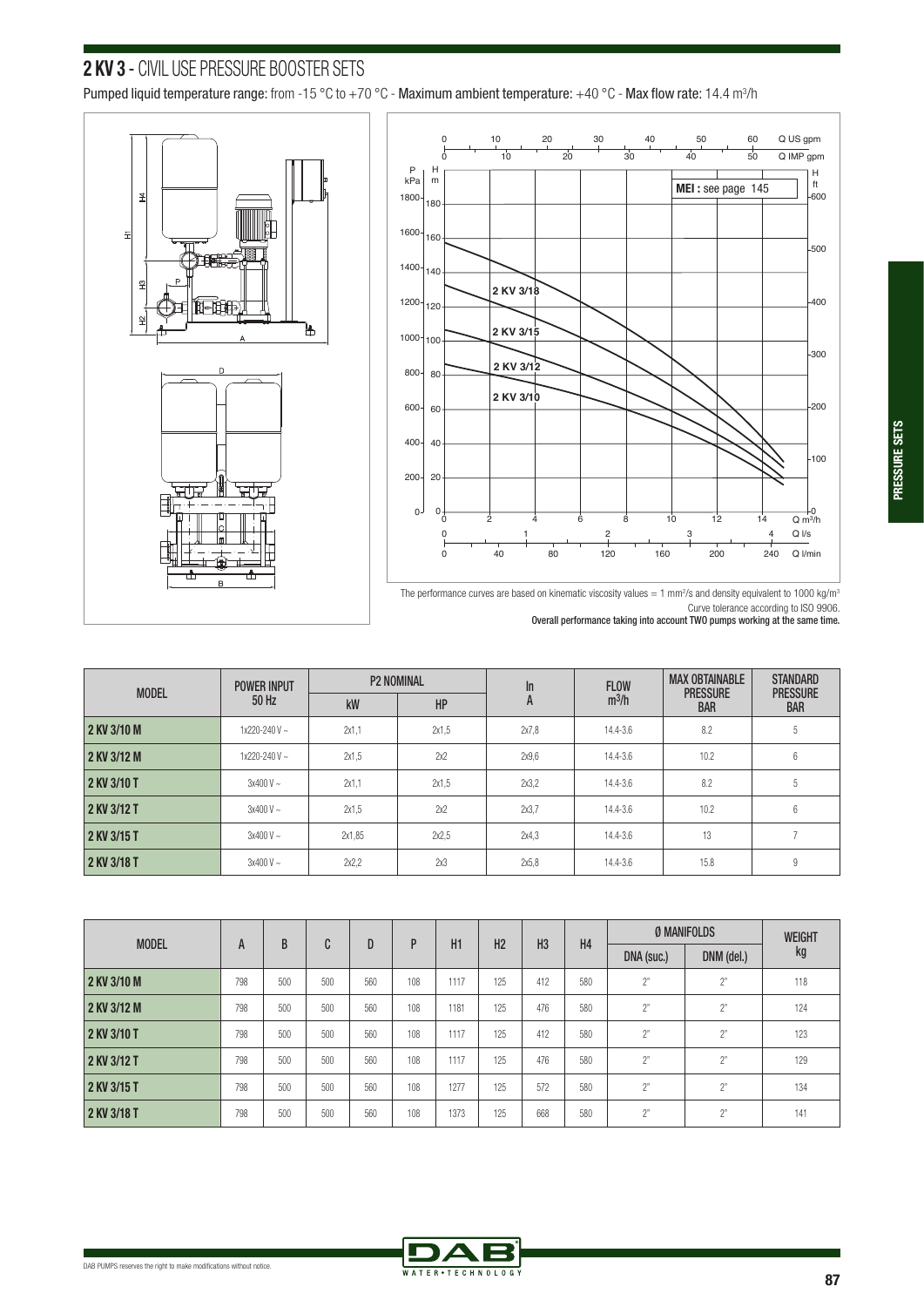## 2 KV 3 - CIVIL USE PRESSURE BOOSTER SETS

**Pumped liquid temperature range:** from -15 °C to +70 °C - **Maximum ambient temperature:** +40 °C - **Max flow rate:** 14.4 $m^3$/h

**MEI :** see page 145

The performance curves are based on kinematic viscosity values = 1 $mm^2$/s and density equivalent to 1000 kg/$m^3$
Curve tolerance according to ISO 9906.
**Overall performance taking into account TWO pumps working at the same time.**

| MODEL | POWER INPUT 50 Hz | P2 NOMINAL | | In A | FLOW $m^3$/h | MAX OBTAINABLE PRESSURE BAR | STANDARD PRESSURE BAR |
|---|---|---|---|---|---|---|---|
| | | kW | HP | | | | |
| 2 KV 3/10 M | 1x220-240 V ~ | 2x1,1 | 2x1,5 | 2x7,8 | 14.4-3.6 | 8.2 | 5 |
| 2 KV 3/12 M | 1x220-240 V ~ | 2x1,5 | 2x2 | 2x9,6 | 14.4-3.6 | 10.2 | 6 |
| 2 KV 3/10 T | 3x400 V ~ | 2x1,1 | 2x1,5 | 2x3,2 | 14.4-3.6 | 8.2 | 5 |
| 2 KV 3/12 T | 3x400 V ~ | 2x1,5 | 2x2 | 2x3,7 | 14.4-3.6 | 10.2 | 6 |
| 2 KV 3/15 T | 3x400 V ~ | 2x1,85 | 2x2,5 | 2x4,3 | 14.4-3.6 | 13 | 7 |
| 2 KV 3/18 T | 3x400 V ~ | 2x2,2 | 2x3 | 2x5,8 | 14.4-3.6 | 15.8 | 9 |

| MODEL | A | B | C | D | P | H1 | H2 | H3 | H4 | Ø MANIFOLDS | | WEIGHT kg |
|---|---|---|---|---|---|---|---|---|---|---|---|---|
| | | | | | | | | | | DNA (suc.) | DNM (del.) | |
| 2 KV 3/10 M | 798 | 500 | 500 | 560 | 108 | 1117 | 125 | 412 | 580 | 2" | 2" | 118 |
| 2 KV 3/12 M | 798 | 500 | 500 | 560 | 108 | 1181 | 125 | 476 | 580 | 2" | 2" | 124 |
| 2 KV 3/10 T | 798 | 500 | 500 | 560 | 108 | 1117 | 125 | 412 | 580 | 2" | 2" | 123 |
| 2 KV 3/12 T | 798 | 500 | 500 | 560 | 108 | 1117 | 125 | 476 | 580 | 2" | 2" | 129 |
| 2 KV 3/15 T | 798 | 500 | 500 | 560 | 108 | 1277 | 125 | 572 | 580 | 2" | 2" | 134 |
| 2 KV 3/18 T | 798 | 500 | 500 | 560 | 108 | 1373 | 125 | 668 | 580 | 2" | 2" | 141 |

DAB PUMPS reserves the right to make modifications without notice.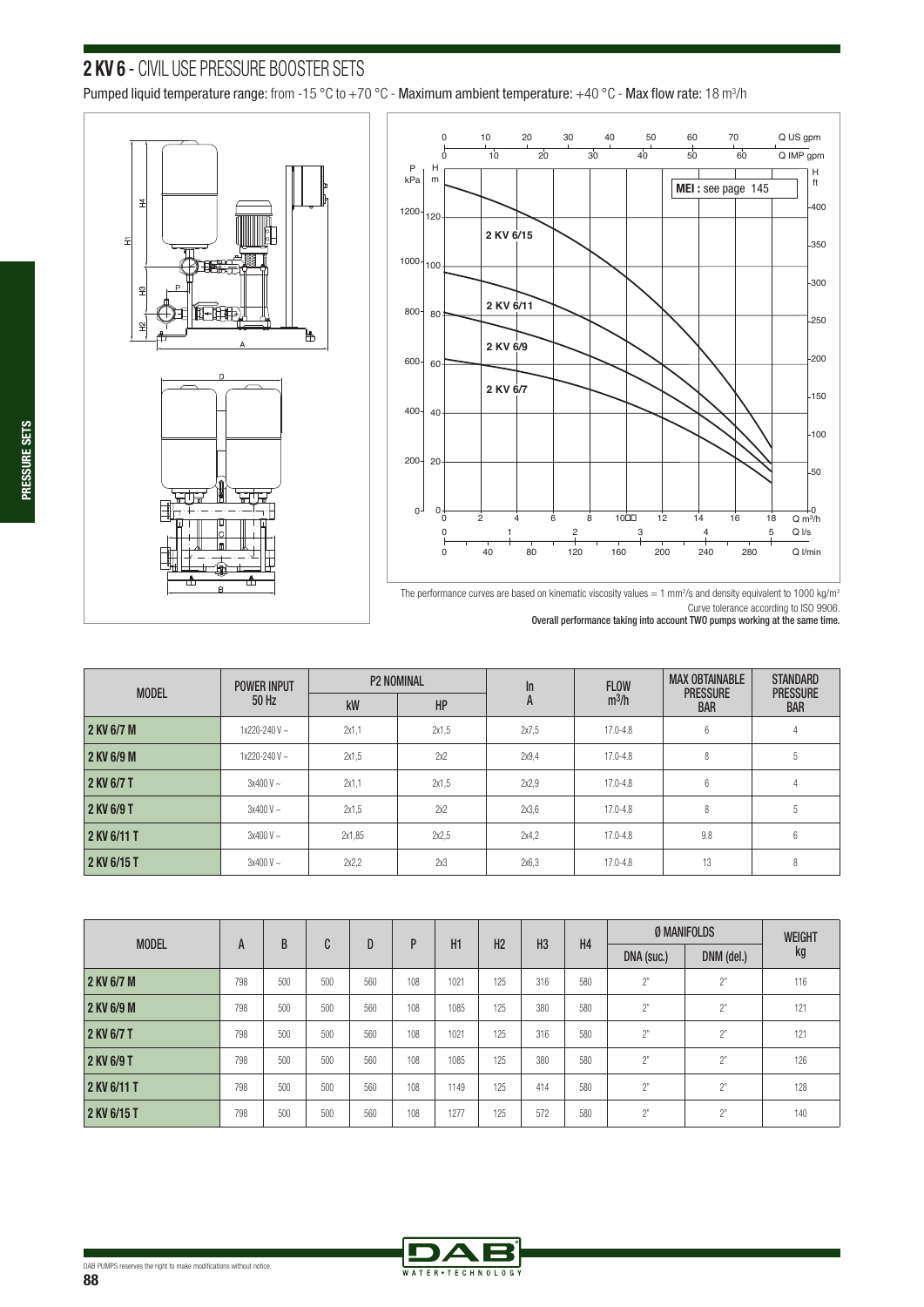## 2 KV 6 - CIVIL USE PRESSURE BOOSTER SETS

Pumped liquid temperature range: from -15 °C to +70 °C - Maximum ambient temperature: +40 °C - Max flow rate: 18 $m^3/h$

The performance curves are based on kinematic viscosity values = 1 $mm^2/s$ and density equivalent to 1000 $kg/m^3$
Curve tolerance according to ISO 9906.
**Overall performance taking into account TWO pumps working at the same time.**

| MODEL | POWER INPUT 50 Hz | P2 NOMINAL | | In A | FLOW $m^3/h$ | MAX OBTAINABLE PRESSURE BAR | STANDARD PRESSURE BAR |
|---|---|---|---|---|---|---|---|
| | | kW | HP | | | | |
| 2 KV 6/7 M | 1x220-240 V ~ | 2x1,1 | 2x1,5 | 2x7,5 | 17.0-4.8 | 6 | 4 |
| 2 KV 6/9 M | 1x220-240 V ~ | 2x1,5 | 2x2 | 2x9,4 | 17.0-4.8 | 8 | 5 |
| 2 KV 6/7 T | 3x400 V ~ | 2x1,1 | 2x1,5 | 2x2,9 | 17.0-4.8 | 6 | 4 |
| 2 KV 6/9 T | 3x400 V ~ | 2x1,5 | 2x2 | 2x3,6 | 17.0-4.8 | 8 | 5 |
| 2 KV 6/11 T | 3x400 V ~ | 2x1,85 | 2x2,5 | 2x4,2 | 17.0-4.8 | 9.8 | 6 |
| 2 KV 6/15 T | 3x400 V ~ | 2x2,2 | 2x3 | 2x6,3 | 17.0-4.8 | 13 | 8 |

| MODEL | A | B | C | D | P | H1 | H2 | H3 | H4 | Ø MANIFOLDS | | WEIGHT kg |
|---|---|---|---|---|---|---|---|---|---|---|---|---|
| | | | | | | | | | | DNA (suc.) | DNM (del.) | |
| 2 KV 6/7 M | 798 | 500 | 500 | 560 | 108 | 1021 | 125 | 316 | 580 | 2" | 2" | 116 |
| 2 KV 6/9 M | 798 | 500 | 500 | 560 | 108 | 1085 | 125 | 380 | 580 | 2" | 2" | 121 |
| 2 KV 6/7 T | 798 | 500 | 500 | 560 | 108 | 1021 | 125 | 316 | 580 | 2" | 2" | 121 |
| 2 KV 6/9 T | 798 | 500 | 500 | 560 | 108 | 1085 | 125 | 380 | 580 | 2" | 2" | 126 |
| 2 KV 6/11 T | 798 | 500 | 500 | 560 | 108 | 1149 | 125 | 414 | 580 | 2" | 2" | 128 |
| 2 KV 6/15 T | 798 | 500 | 500 | 560 | 108 | 1277 | 125 | 572 | 580 | 2" | 2" | 140 |

DAB PUMPS reserves the right to make modifications without notice.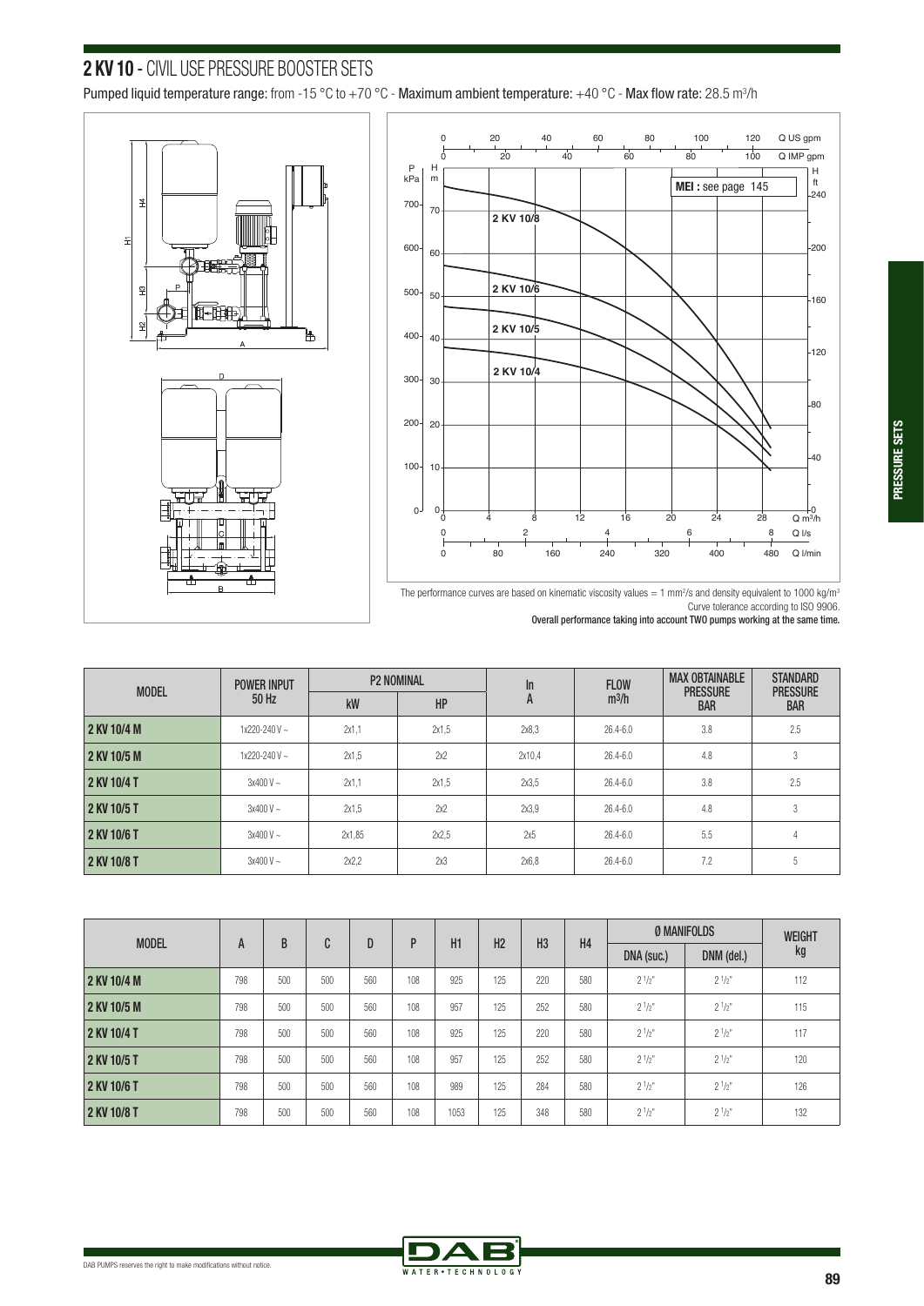## 2 KV 10 - CIVIL USE PRESSURE BOOSTER SETS

Pumped liquid temperature range: from -15 °C to +70 °C - Maximum ambient temperature: +40 °C - Max flow rate: 28.5 $m^3/h$

MEI : see page 145

The performance curves are based on kinematic viscosity values = 1 $mm^2/s$ and density equivalent to 1000 $kg/m^3$
Curve tolerance according to ISO 9906.
**Overall performance taking into account TWO pumps working at the same time.**

| MODEL | POWER INPUT 50 Hz | P2 NOMINAL | | In A | FLOW $m^3/h$ | MAX OBTAINABLE PRESSURE BAR | STANDARD PRESSURE BAR |
|---|---|---|---|---|---|---|---|
| | | kW | HP | | | | |
| 2 KV 10/4 M | 1x220-240 V ~ | 2x1,1 | 2x1,5 | 2x8,3 | 26.4-6.0 | 3.8 | 2.5 |
| 2 KV 10/5 M | 1x220-240 V ~ | 2x1,5 | 2x2 | 2x10,4 | 26.4-6.0 | 4.8 | 3 |
| 2 KV 10/4 T | 3x400 V ~ | 2x1,1 | 2x1,5 | 2x3,5 | 26.4-6.0 | 3.8 | 2.5 |
| 2 KV 10/5 T | 3x400 V ~ | 2x1,5 | 2x2 | 2x3,9 | 26.4-6.0 | 4.8 | 3 |
| 2 KV 10/6 T | 3x400 V ~ | 2x1,85 | 2x2,5 | 2x5 | 26.4-6.0 | 5.5 | 4 |
| 2 KV 10/8 T | 3x400 V ~ | 2x2,2 | 2x3 | 2x6,8 | 26.4-6.0 | 7.2 | 5 |

| MODEL | A | B | C | D | P | H1 | H2 | H3 | H4 | Ø MANIFOLDS | | WEIGHT kg |
|---|---|---|---|---|---|---|---|---|---|---|---|---|
| | | | | | | | | | | DNA (suc.) | DNM (del.) | |
| 2 KV 10/4 M | 798 | 500 | 500 | 560 | 108 | 925 | 125 | 220 | 580 | 2 1/2" | 2 1/2" | 112 |
| 2 KV 10/5 M | 798 | 500 | 500 | 560 | 108 | 957 | 125 | 252 | 580 | 2 1/2" | 2 1/2" | 115 |
| 2 KV 10/4 T | 798 | 500 | 500 | 560 | 108 | 925 | 125 | 220 | 580 | 2 1/2" | 2 1/2" | 117 |
| 2 KV 10/5 T | 798 | 500 | 500 | 560 | 108 | 957 | 125 | 252 | 580 | 2 1/2" | 2 1/2" | 120 |
| 2 KV 10/6 T | 798 | 500 | 500 | 560 | 108 | 989 | 125 | 284 | 580 | 2 1/2" | 2 1/2" | 126 |
| 2 KV 10/8 T | 798 | 500 | 500 | 560 | 108 | 1053 | 125 | 348 | 580 | 2 1/2" | 2 1/2" | 132 |

DAB PUMPS reserves the right to make modifications without notice.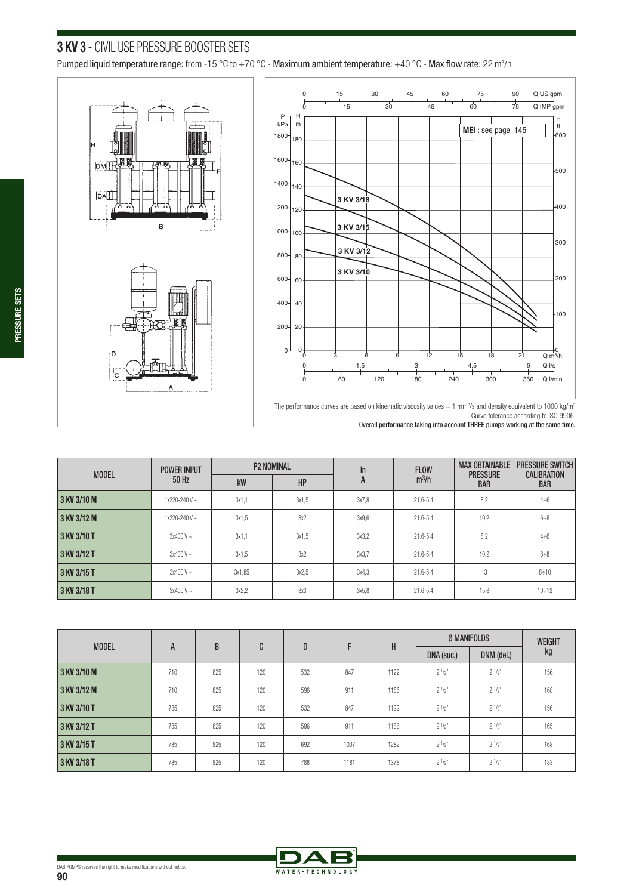## 3 KV 3 - CIVIL USE PRESSURE BOOSTER SETS

Pumped liquid temperature range: from -15 °C to +70 °C - Maximum ambient temperature: +40 °C - Max flow rate: 22 m³/h

The performance curves are based on kinematic viscosity values = 1 mm²/s and density equivalent to 1000 kg/m³
Curve tolerance according to ISO 9906.
**Overall performance taking into account THREE pumps working at the same time.**

| MODEL | POWER INPUT 50 Hz | P2 NOMINAL | | In A | FLOW m³/h | MAX OBTAINABLE PRESSURE BAR | PRESSURE SWITCH CALIBRATION BAR |
|---|---|---|---|---|---|---|---|
| | | kW | HP | | | | |
| 3 KV 3/10 M | 1x220-240 V ~ | 3x1,1 | 3x1,5 | 3x7,8 | 21.6-5.4 | 8.2 | 4÷6 |
| 3 KV 3/12 M | 1x220-240 V ~ | 3x1,5 | 3x2 | 3x9,6 | 21.6-5.4 | 10.2 | 6÷8 |
| 3 KV 3/10 T | 3x400 V ~ | 3x1,1 | 3x1,5 | 3x3,2 | 21.6-5.4 | 8.2 | 4÷6 |
| 3 KV 3/12 T | 3x400 V ~ | 3x1,5 | 3x2 | 3x3,7 | 21.6-5.4 | 10.2 | 6÷8 |
| 3 KV 3/15 T | 3x400 V ~ | 3x1,85 | 3x2,5 | 3x4,3 | 21.6-5.4 | 13 | 8÷10 |
| 3 KV 3/18 T | 3x400 V ~ | 3x2,2 | 3x3 | 3x5,8 | 21.6-5.4 | 15.8 | 10÷12 |

| MODEL | A | B | C | D | F | H | Ø MANIFOLDS | | WEIGHT kg |
|---|---|---|---|---|---|---|---|---|---|
| | | | | | | | DNA (suc.) | DNM (del.) | |
| 3 KV 3/10 M | 710 | 825 | 120 | 532 | 847 | 1122 | 2 1/2" | 2 1/2" | 156 |
| 3 KV 3/12 M | 710 | 825 | 120 | 596 | 911 | 1186 | 2 1/2" | 2 1/2" | 168 |
| 3 KV 3/10 T | 785 | 825 | 120 | 532 | 847 | 1122 | 2 1/2" | 2 1/2" | 156 |
| 3 KV 3/12 T | 785 | 825 | 120 | 596 | 911 | 1186 | 2 1/2" | 2 1/2" | 165 |
| 3 KV 3/15 T | 785 | 825 | 120 | 692 | 1007 | 1282 | 2 1/2" | 2 1/2" | 168 |
| 3 KV 3/18 T | 785 | 825 | 120 | 788 | 1181 | 1378 | 2 1/2" | 2 1/2" | 183 |

DAB PUMPS reserves the right to make modifications without notice.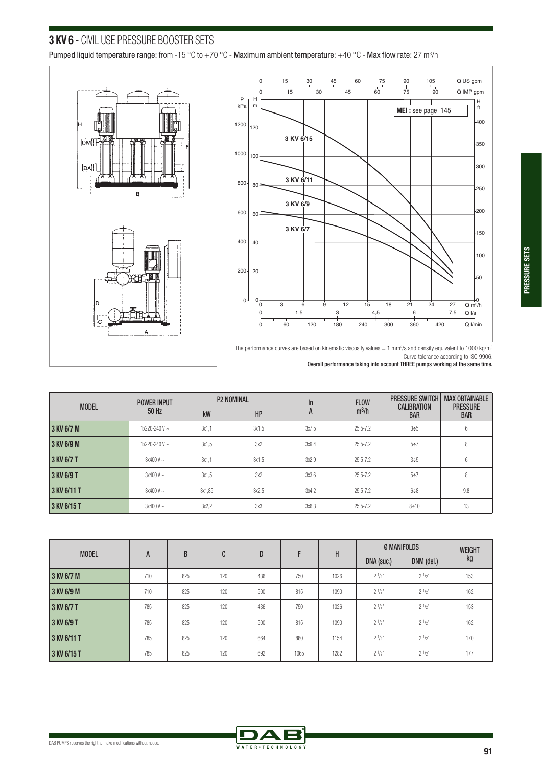# 3 KV 6 - CIVIL USE PRESSURE BOOSTER SETS

Pumped liquid temperature range: from -15 °C to +70 °C - Maximum ambient temperature: +40 °C - Max flow rate: 27 m³/h

MEI : see page 145

The performance curves are based on kinematic viscosity values = 1 mm²/s and density equivalent to 1000 kg/m³
Curve tolerance according to ISO 9906.
**Overall performance taking into account THREE pumps working at the same time.**

| MODEL | POWER INPUT 50 Hz | P2 NOMINAL | | In A | FLOW m³/h | PRESSURE SWITCH CALIBRATION BAR | MAX OBTAINABLE PRESSURE BAR |
|---|---|---|---|---|---|---|---|
| | | kW | HP | | | | |
| 3 KV 6/7 M | 1x220-240 V ~ | 3x1,1 | 3x1,5 | 3x7,5 | 25.5-7.2 | 3÷5 | 6 |
| 3 KV 6/9 M | 1x220-240 V ~ | 3x1,5 | 3x2 | 3x9,4 | 25.5-7.2 | 5÷7 | 8 |
| 3 KV 6/7 T | 3x400 V ~ | 3x1,1 | 3x1,5 | 3x2,9 | 25.5-7.2 | 3÷5 | 6 |
| 3 KV 6/9 T | 3x400 V ~ | 3x1,5 | 3x2 | 3x3,6 | 25.5-7.2 | 5÷7 | 8 |
| 3 KV 6/11 T | 3x400 V ~ | 3x1,85 | 3x2,5 | 3x4,2 | 25.5-7.2 | 6÷8 | 9.8 |
| 3 KV 6/15 T | 3x400 V ~ | 3x2,2 | 3x3 | 3x6,3 | 25.5-7.2 | 8÷10 | 13 |

| MODEL | A | B | C | D | F | H | Ø MANIFOLDS | | WEIGHT kg |
|---|---|---|---|---|---|---|---|---|---|
| | | | | | | | DNA (suc.) | DNM (del.) | |
| 3 KV 6/7 M | 710 | 825 | 120 | 436 | 750 | 1026 | 2 1/2" | 2 1/2" | 153 |
| 3 KV 6/9 M | 710 | 825 | 120 | 500 | 815 | 1090 | 2 1/2" | 2 1/2" | 162 |
| 3 KV 6/7 T | 785 | 825 | 120 | 436 | 750 | 1026 | 2 1/2" | 2 1/2" | 153 |
| 3 KV 6/9 T | 785 | 825 | 120 | 500 | 815 | 1090 | 2 1/2" | 2 1/2" | 162 |
| 3 KV 6/11 T | 785 | 825 | 120 | 664 | 880 | 1154 | 2 1/2" | 2 1/2" | 170 |
| 3 KV 6/15 T | 785 | 825 | 120 | 692 | 1065 | 1282 | 2 1/2" | 2 1/2" | 177 |

DAB PUMPS reserves the right to make modifications without notice.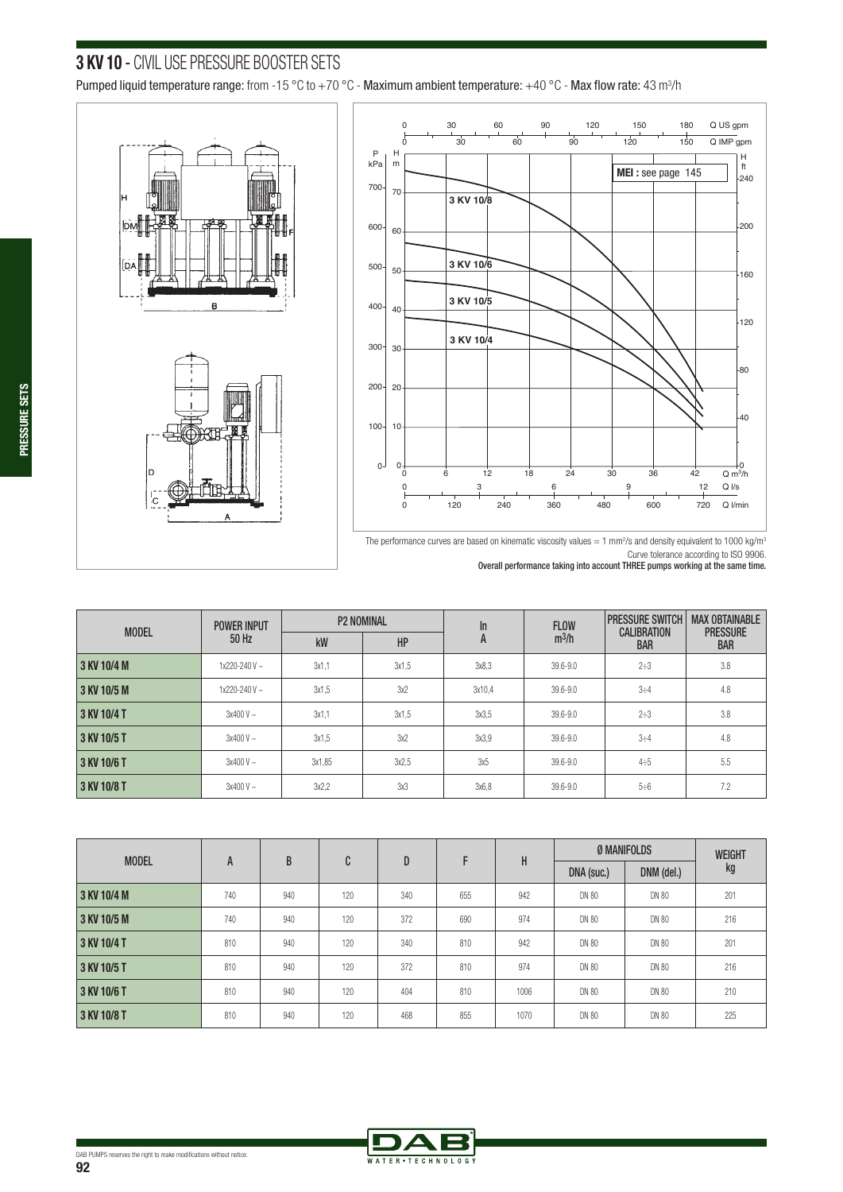# 3 KV 10 - CIVIL USE PRESSURE BOOSTER SETS

Pumped liquid temperature range: from -15 °C to +70 °C - Maximum ambient temperature: +40 °C - Max flow rate: 43 m³/h

Q US gpm: 0, 30, 60, 90, 120, 150, 180
Q IMP gpm: 0, 30, 60, 90, 120, 150
P kPa: 0, 100, 200, 300, 400, 500, 600, 700
H m: 0, 10, 20, 30, 40, 50, 60, 70
H ft: 0, 40, 80, 120, 160, 200, 240
MEI : see page 145
3 KV 10/8
3 KV 10/6
3 KV 10/5
3 KV 10/4
Q m³/h: 0, 6, 12, 18, 24, 30, 36, 42
Q l/s: 0, 3, 6, 9, 12
Q l/min: 0, 120, 240, 360, 480, 600, 720

The performance curves are based on kinematic viscosity values = 1 mm²/s and density equivalent to 1000 kg/m³
Curve tolerance according to ISO 9906.
**Overall performance taking into account THREE pumps working at the same time.**

| MODEL | POWER INPUT 50 Hz | P2 NOMINAL | | In A | FLOW m³/h | PRESSURE SWITCH CALIBRATION BAR | MAX OBTAINABLE PRESSURE BAR |
|---|---|---|---|---|---|---|---|
| | | kW | HP | | | | |
| 3 KV 10/4 M | 1x220-240 V ~ | 3x1,1 | 3x1,5 | 3x8,3 | 39.6-9.0 | 2÷3 | 3.8 |
| 3 KV 10/5 M | 1x220-240 V ~ | 3x1,5 | 3x2 | 3x10,4 | 39.6-9.0 | 3÷4 | 4.8 |
| 3 KV 10/4 T | 3x400 V ~ | 3x1,1 | 3x1,5 | 3x3,5 | 39.6-9.0 | 2÷3 | 3.8 |
| 3 KV 10/5 T | 3x400 V ~ | 3x1,5 | 3x2 | 3x3,9 | 39.6-9.0 | 3÷4 | 4.8 |
| 3 KV 10/6 T | 3x400 V ~ | 3x1,85 | 3x2,5 | 3x5 | 39.6-9.0 | 4÷5 | 5.5 |
| 3 KV 10/8 T | 3x400 V ~ | 3x2,2 | 3x3 | 3x6,8 | 39.6-9.0 | 5÷6 | 7.2 |

| MODEL | A | B | C | D | F | H | Ø MANIFOLDS | | WEIGHT kg |
|---|---|---|---|---|---|---|---|---|---|
| | | | | | | | DNA (suc.) | DNM (del.) | |
| 3 KV 10/4 M | 740 | 940 | 120 | 340 | 655 | 942 | DN 80 | DN 80 | 201 |
| 3 KV 10/5 M | 740 | 940 | 120 | 372 | 690 | 974 | DN 80 | DN 80 | 216 |
| 3 KV 10/4 T | 810 | 940 | 120 | 340 | 810 | 942 | DN 80 | DN 80 | 201 |
| 3 KV 10/5 T | 810 | 940 | 120 | 372 | 810 | 974 | DN 80 | DN 80 | 216 |
| 3 KV 10/6 T | 810 | 940 | 120 | 404 | 810 | 1006 | DN 80 | DN 80 | 210 |
| 3 KV 10/8 T | 810 | 940 | 120 | 468 | 855 | 1070 | DN 80 | DN 80 | 225 |

DAB PUMPS reserves the right to make modifications without notice.